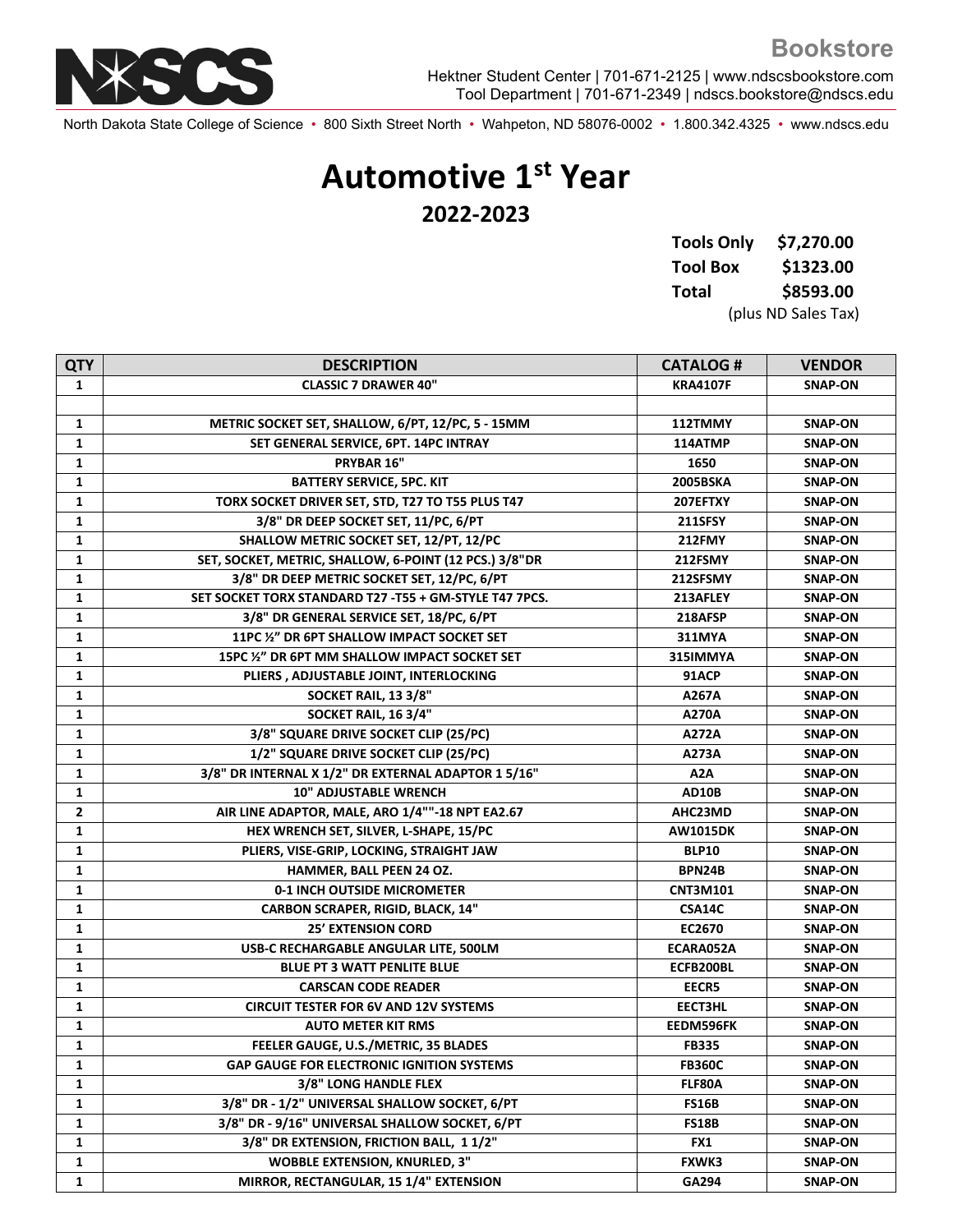**Bookstore**

Hektner Student Center | 701-671-2125 | www.ndscsbookstore.com
Tool Department | 701-671-2349 | ndscs.bookstore@ndscs.edu

North Dakota State College of Science • 800 Sixth Street North • Wahpeton, ND 58076-0002 • 1.800.342.4325 • www.ndscs.edu

# Automotive 1st Year

## 2022-2023

| | |
|---|---|
| **Tools Only** | **$7,270.00** |
| **Tool Box** | **$1323.00** |
| **Total** | **$8593.00** |

(plus ND Sales Tax)

| QTY | DESCRIPTION | CATALOG # | VENDOR |
|---|---|---|---|
| 1 | CLASSIC 7 DRAWER 40" | KRA4107F | SNAP-ON |
| | | | |
| 1 | METRIC SOCKET SET, SHALLOW, 6/PT, 12/PC, 5 - 15MM | 112TMMY | SNAP-ON |
| 1 | SET GENERAL SERVICE, 6PT. 14PC INTRAY | 114ATMP | SNAP-ON |
| 1 | PRYBAR 16" | 1650 | SNAP-ON |
| 1 | BATTERY SERVICE, 5PC. KIT | 2005BSKA | SNAP-ON |
| 1 | TORX SOCKET DRIVER SET, STD, T27 TO T55 PLUS T47 | 207EFTXY | SNAP-ON |
| 1 | 3/8" DR DEEP SOCKET SET, 11/PC, 6/PT | 211SFSY | SNAP-ON |
| 1 | SHALLOW METRIC SOCKET SET, 12/PT, 12/PC | 212FMY | SNAP-ON |
| 1 | SET, SOCKET, METRIC, SHALLOW, 6-POINT (12 PCS.) 3/8"DR | 212FSMY | SNAP-ON |
| 1 | 3/8" DR DEEP METRIC SOCKET SET, 12/PC, 6/PT | 212SFSMY | SNAP-ON |
| 1 | SET SOCKET TORX STANDARD T27 -T55 + GM-STYLE T47 7PCS. | 213AFLEY | SNAP-ON |
| 1 | 3/8" DR GENERAL SERVICE SET, 18/PC, 6/PT | 218AFSP | SNAP-ON |
| 1 | 11PC ½" DR 6PT SHALLOW IMPACT SOCKET SET | 311MYA | SNAP-ON |
| 1 | 15PC ½" DR 6PT MM SHALLOW IMPACT SOCKET SET | 315IMMYA | SNAP-ON |
| 1 | PLIERS , ADJUSTABLE JOINT, INTERLOCKING | 91ACP | SNAP-ON |
| 1 | SOCKET RAIL, 13 3/8" | A267A | SNAP-ON |
| 1 | SOCKET RAIL, 16 3/4" | A270A | SNAP-ON |
| 1 | 3/8" SQUARE DRIVE SOCKET CLIP (25/PC) | A272A | SNAP-ON |
| 1 | 1/2" SQUARE DRIVE SOCKET CLIP (25/PC) | A273A | SNAP-ON |
| 1 | 3/8" DR INTERNAL X 1/2" DR EXTERNAL ADAPTOR 1 5/16" | A2A | SNAP-ON |
| 1 | 10" ADJUSTABLE WRENCH | AD10B | SNAP-ON |
| 2 | AIR LINE ADAPTOR, MALE, ARO 1/4""-18 NPT EA2.67 | AHC23MD | SNAP-ON |
| 1 | HEX WRENCH SET, SILVER, L-SHAPE, 15/PC | AW1015DK | SNAP-ON |
| 1 | PLIERS, VISE-GRIP, LOCKING, STRAIGHT JAW | BLP10 | SNAP-ON |
| 1 | HAMMER, BALL PEEN 24 OZ. | BPN24B | SNAP-ON |
| 1 | 0-1 INCH OUTSIDE MICROMETER | CNT3M101 | SNAP-ON |
| 1 | CARBON SCRAPER, RIGID, BLACK, 14" | CSA14C | SNAP-ON |
| 1 | 25' EXTENSION CORD | EC2670 | SNAP-ON |
| 1 | USB-C RECHARGABLE ANGULAR LITE, 500LM | ECARA052A | SNAP-ON |
| 1 | BLUE PT 3 WATT PENLITE BLUE | ECFB200BL | SNAP-ON |
| 1 | CARSCAN CODE READER | EECR5 | SNAP-ON |
| 1 | CIRCUIT TESTER FOR 6V AND 12V SYSTEMS | EECT3HL | SNAP-ON |
| 1 | AUTO METER KIT RMS | EEDM596FK | SNAP-ON |
| 1 | FEELER GAUGE, U.S./METRIC, 35 BLADES | FB335 | SNAP-ON |
| 1 | GAP GAUGE FOR ELECTRONIC IGNITION SYSTEMS | FB360C | SNAP-ON |
| 1 | 3/8" LONG HANDLE FLEX | FLF80A | SNAP-ON |
| 1 | 3/8" DR - 1/2" UNIVERSAL SHALLOW SOCKET, 6/PT | FS16B | SNAP-ON |
| 1 | 3/8" DR - 9/16" UNIVERSAL SHALLOW SOCKET, 6/PT | FS18B | SNAP-ON |
| 1 | 3/8" DR EXTENSION, FRICTION BALL, 1 1/2" | FX1 | SNAP-ON |
| 1 | WOBBLE EXTENSION, KNURLED, 3" | FXWK3 | SNAP-ON |
| 1 | MIRROR, RECTANGULAR, 15 1/4" EXTENSION | GA294 | SNAP-ON |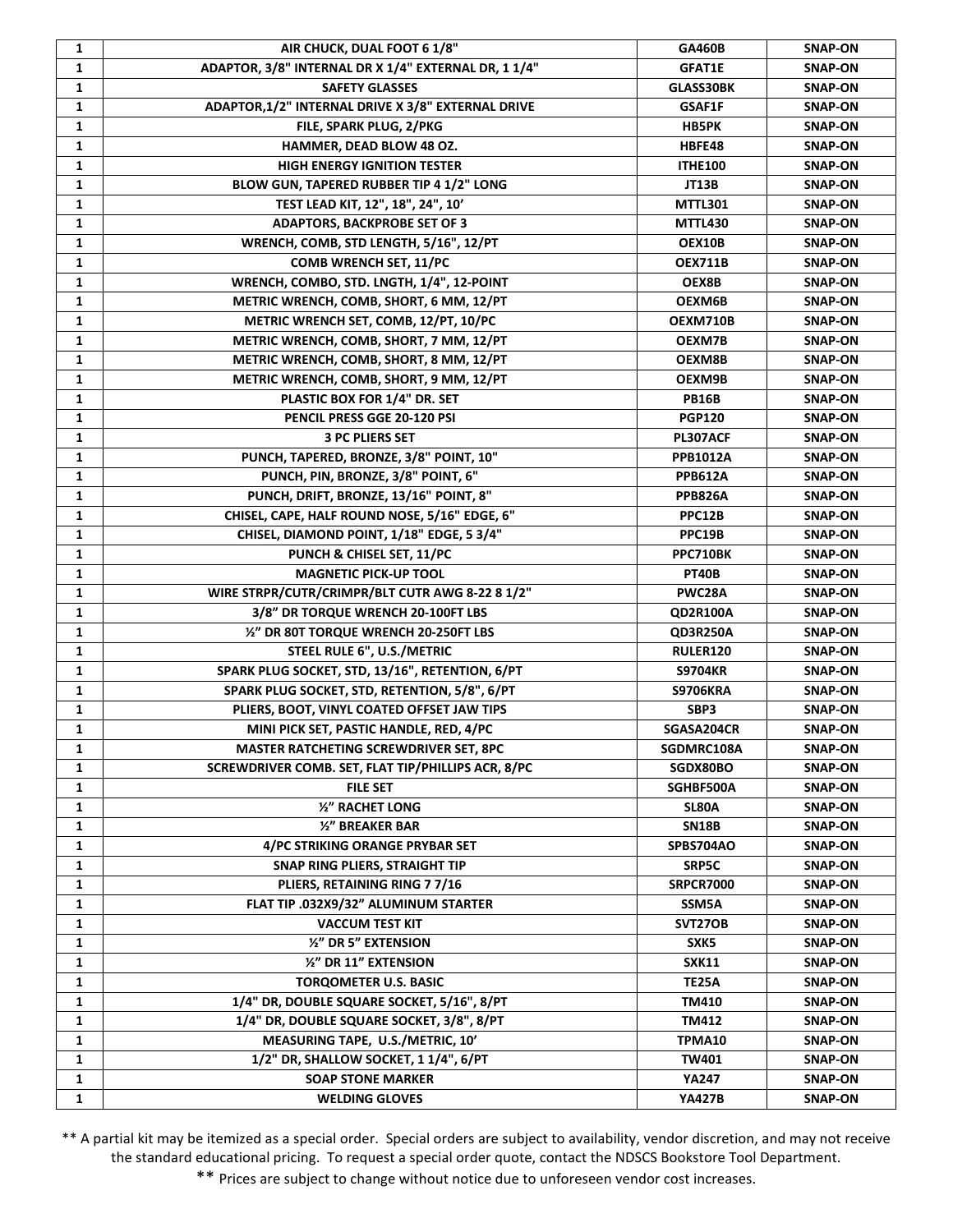| | | | |
|---|---|---|---|
| 1 | AIR CHUCK, DUAL FOOT 6 1/8" | GA460B | SNAP-ON |
| 1 | ADAPTOR, 3/8" INTERNAL DR X 1/4" EXTERNAL DR, 1 1/4" | GFAT1E | SNAP-ON |
| 1 | SAFETY GLASSES | GLASS30BK | SNAP-ON |
| 1 | ADAPTOR,1/2" INTERNAL DRIVE X 3/8" EXTERNAL DRIVE | GSAF1F | SNAP-ON |
| 1 | FILE, SPARK PLUG, 2/PKG | HB5PK | SNAP-ON |
| 1 | HAMMER, DEAD BLOW 48 OZ. | HBFE48 | SNAP-ON |
| 1 | HIGH ENERGY IGNITION TESTER | ITHE100 | SNAP-ON |
| 1 | BLOW GUN, TAPERED RUBBER TIP 4 1/2" LONG | JT13B | SNAP-ON |
| 1 | TEST LEAD KIT, 12", 18", 24", 10' | MTTL301 | SNAP-ON |
| 1 | ADAPTORS, BACKPROBE SET OF 3 | MTTL430 | SNAP-ON |
| 1 | WRENCH, COMB, STD LENGTH, 5/16", 12/PT | OEX10B | SNAP-ON |
| 1 | COMB WRENCH SET, 11/PC | OEX711B | SNAP-ON |
| 1 | WRENCH, COMBO, STD. LNGTH, 1/4", 12-POINT | OEX8B | SNAP-ON |
| 1 | METRIC WRENCH, COMB, SHORT, 6 MM, 12/PT | OEXM6B | SNAP-ON |
| 1 | METRIC WRENCH SET, COMB, 12/PT, 10/PC | OEXM710B | SNAP-ON |
| 1 | METRIC WRENCH, COMB, SHORT, 7 MM, 12/PT | OEXM7B | SNAP-ON |
| 1 | METRIC WRENCH, COMB, SHORT, 8 MM, 12/PT | OEXM8B | SNAP-ON |
| 1 | METRIC WRENCH, COMB, SHORT, 9 MM, 12/PT | OEXM9B | SNAP-ON |
| 1 | PLASTIC BOX FOR 1/4" DR. SET | PB16B | SNAP-ON |
| 1 | PENCIL PRESS GGE 20-120 PSI | PGP120 | SNAP-ON |
| 1 | 3 PC PLIERS SET | PL307ACF | SNAP-ON |
| 1 | PUNCH, TAPERED, BRONZE, 3/8" POINT, 10" | PPB1012A | SNAP-ON |
| 1 | PUNCH, PIN, BRONZE, 3/8" POINT, 6" | PPB612A | SNAP-ON |
| 1 | PUNCH, DRIFT, BRONZE, 13/16" POINT, 8" | PPB826A | SNAP-ON |
| 1 | CHISEL, CAPE, HALF ROUND NOSE, 5/16" EDGE, 6" | PPC12B | SNAP-ON |
| 1 | CHISEL, DIAMOND POINT, 1/18" EDGE, 5 3/4" | PPC19B | SNAP-ON |
| 1 | PUNCH & CHISEL SET, 11/PC | PPC710BK | SNAP-ON |
| 1 | MAGNETIC PICK-UP TOOL | PT40B | SNAP-ON |
| 1 | WIRE STRPR/CUTR/CRIMPR/BLT CUTR AWG 8-22 8 1/2" | PWC28A | SNAP-ON |
| 1 | 3/8" DR TORQUE WRENCH 20-100FT LBS | QD2R100A | SNAP-ON |
| 1 | ½" DR 80T TORQUE WRENCH 20-250FT LBS | QD3R250A | SNAP-ON |
| 1 | STEEL RULE 6", U.S./METRIC | RULER120 | SNAP-ON |
| 1 | SPARK PLUG SOCKET, STD, 13/16", RETENTION, 6/PT | S9704KR | SNAP-ON |
| 1 | SPARK PLUG SOCKET, STD, RETENTION, 5/8", 6/PT | S9706KRA | SNAP-ON |
| 1 | PLIERS, BOOT, VINYL COATED OFFSET JAW TIPS | SBP3 | SNAP-ON |
| 1 | MINI PICK SET, PASTIC HANDLE, RED, 4/PC | SGASA204CR | SNAP-ON |
| 1 | MASTER RATCHETING SCREWDRIVER SET, 8PC | SGDMRC108A | SNAP-ON |
| 1 | SCREWDRIVER COMB. SET, FLAT TIP/PHILLIPS ACR, 8/PC | SGDX80BO | SNAP-ON |
| 1 | FILE SET | SGHBF500A | SNAP-ON |
| 1 | ½" RACHET LONG | SL80A | SNAP-ON |
| 1 | ½" BREAKER BAR | SN18B | SNAP-ON |
| 1 | 4/PC STRIKING ORANGE PRYBAR SET | SPBS704AO | SNAP-ON |
| 1 | SNAP RING PLIERS, STRAIGHT TIP | SRP5C | SNAP-ON |
| 1 | PLIERS, RETAINING RING 7 7/16 | SRPCR7000 | SNAP-ON |
| 1 | FLAT TIP .032X9/32" ALUMINUM STARTER | SSM5A | SNAP-ON |
| 1 | VACCUM TEST KIT | SVT27OB | SNAP-ON |
| 1 | ½" DR 5" EXTENSION | SXK5 | SNAP-ON |
| 1 | ½" DR 11" EXTENSION | SXK11 | SNAP-ON |
| 1 | TORQOMETER U.S. BASIC | TE25A | SNAP-ON |
| 1 | 1/4" DR, DOUBLE SQUARE SOCKET, 5/16", 8/PT | TM410 | SNAP-ON |
| 1 | 1/4" DR, DOUBLE SQUARE SOCKET, 3/8", 8/PT | TM412 | SNAP-ON |
| 1 | MEASURING TAPE, U.S./METRIC, 10' | TPMA10 | SNAP-ON |
| 1 | 1/2" DR, SHALLOW SOCKET, 1 1/4", 6/PT | TW401 | SNAP-ON |
| 1 | SOAP STONE MARKER | YA247 | SNAP-ON |
| 1 | WELDING GLOVES | YA427B | SNAP-ON |

** A partial kit may be itemized as a special order. Special orders are subject to availability, vendor discretion, and may not receive the standard educational pricing. To request a special order quote, contact the NDSCS Bookstore Tool Department.

** Prices are subject to change without notice due to unforeseen vendor cost increases.